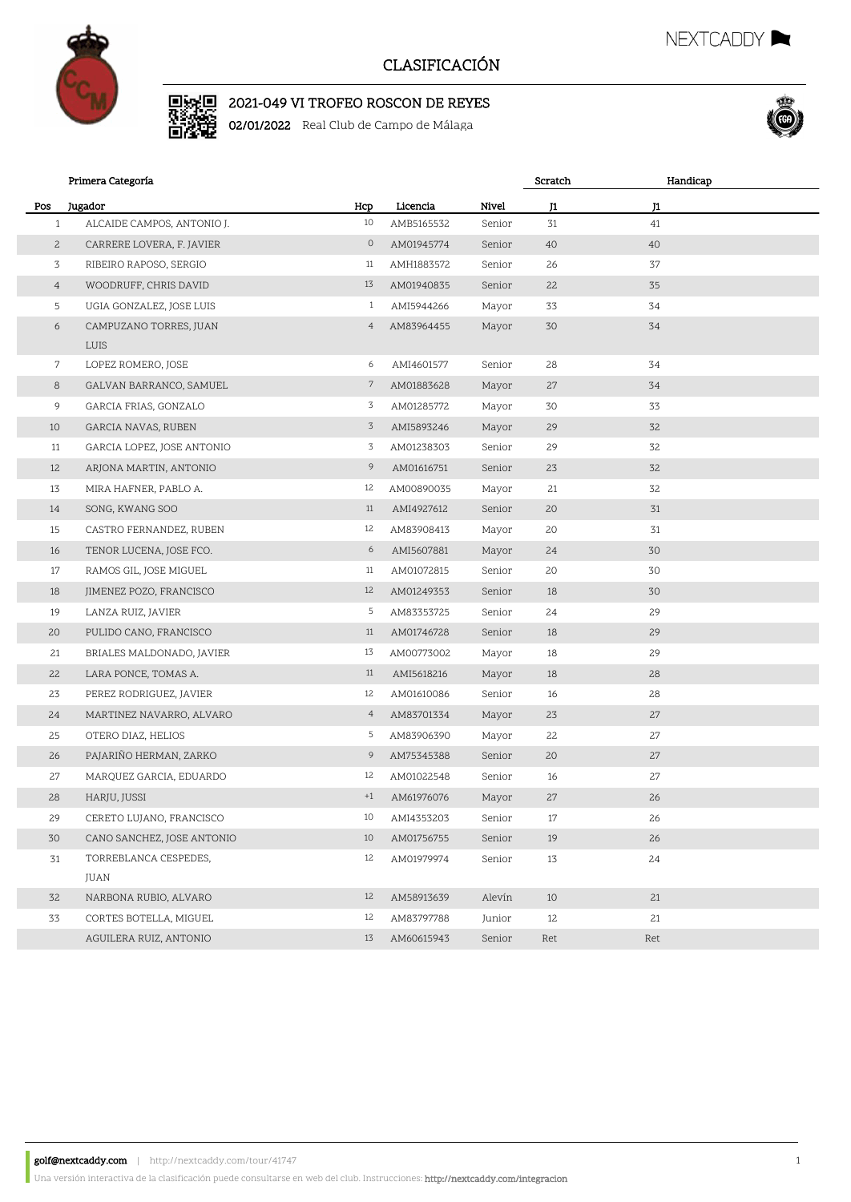# CLASIFICACIÓN

## 2021-049 VI TROFEO ROSCON DE REYES

**02/01/2022** Real Club de Campo de Málaga

### Primera Categoría

| | | | | | Scratch | Handicap |
|---|---|---|---|---|---|---|
| Pos | Jugador | Hcp | Licencia | Nivel | J1 | J1 |
| 1 | ALCAIDE CAMPOS, ANTONIO J. | 10 | AMB5165532 | Senior | 31 | 41 |
| 2 | CARRERE LOVERA, F. JAVIER | 0 | AM01945774 | Senior | 40 | 40 |
| 3 | RIBEIRO RAPOSO, SERGIO | 11 | AMH1883572 | Senior | 26 | 37 |
| 4 | WOODRUFF, CHRIS DAVID | 13 | AM01940835 | Senior | 22 | 35 |
| 5 | UGIA GONZALEZ, JOSE LUIS | 1 | AMI5944266 | Mayor | 33 | 34 |
| 6 | CAMPUZANO TORRES, JUAN LUIS | 4 | AM83964455 | Mayor | 30 | 34 |
| 7 | LOPEZ ROMERO, JOSE | 6 | AMI4601577 | Senior | 28 | 34 |
| 8 | GALVAN BARRANCO, SAMUEL | 7 | AM01883628 | Mayor | 27 | 34 |
| 9 | GARCIA FRIAS, GONZALO | 3 | AM01285772 | Mayor | 30 | 33 |
| 10 | GARCIA NAVAS, RUBEN | 3 | AMI5893246 | Mayor | 29 | 32 |
| 11 | GARCIA LOPEZ, JOSE ANTONIO | 3 | AM01238303 | Senior | 29 | 32 |
| 12 | ARJONA MARTIN, ANTONIO | 9 | AM01616751 | Senior | 23 | 32 |
| 13 | MIRA HAFNER, PABLO A. | 12 | AM00890035 | Mayor | 21 | 32 |
| 14 | SONG, KWANG SOO | 11 | AMI4927612 | Senior | 20 | 31 |
| 15 | CASTRO FERNANDEZ, RUBEN | 12 | AM83908413 | Mayor | 20 | 31 |
| 16 | TENOR LUCENA, JOSE FCO. | 6 | AMI5607881 | Mayor | 24 | 30 |
| 17 | RAMOS GIL, JOSE MIGUEL | 11 | AM01072815 | Senior | 20 | 30 |
| 18 | JIMENEZ POZO, FRANCISCO | 12 | AM01249353 | Senior | 18 | 30 |
| 19 | LANZA RUIZ, JAVIER | 5 | AM83353725 | Senior | 24 | 29 |
| 20 | PULIDO CANO, FRANCISCO | 11 | AM01746728 | Senior | 18 | 29 |
| 21 | BRIALES MALDONADO, JAVIER | 13 | AM00773002 | Mayor | 18 | 29 |
| 22 | LARA PONCE, TOMAS A. | 11 | AMI5618216 | Mayor | 18 | 28 |
| 23 | PEREZ RODRIGUEZ, JAVIER | 12 | AM01610086 | Senior | 16 | 28 |
| 24 | MARTINEZ NAVARRO, ALVARO | 4 | AM83701334 | Mayor | 23 | 27 |
| 25 | OTERO DIAZ, HELIOS | 5 | AM83906390 | Mayor | 22 | 27 |
| 26 | PAJARIÑO HERMAN, ZARKO | 9 | AM75345388 | Senior | 20 | 27 |
| 27 | MARQUEZ GARCIA, EDUARDO | 12 | AM01022548 | Senior | 16 | 27 |
| 28 | HARJU, JUSSI | +1 | AM61976076 | Mayor | 27 | 26 |
| 29 | CERETO LUJANO, FRANCISCO | 10 | AMI4353203 | Senior | 17 | 26 |
| 30 | CANO SANCHEZ, JOSE ANTONIO | 10 | AM01756755 | Senior | 19 | 26 |
| 31 | TORREBLANCA CESPEDES, JUAN | 12 | AM01979974 | Senior | 13 | 24 |
| 32 | NARBONA RUBIO, ALVARO | 12 | AM58913639 | Alevín | 10 | 21 |
| 33 | CORTES BOTELLA, MIGUEL | 12 | AM83797788 | Junior | 12 | 21 |
| | AGUILERA RUIZ, ANTONIO | 13 | AM60615943 | Senior | Ret | Ret |

**golf@nextcaddy.com** | http://nextcaddy.com/tour/41747

Una versión interactiva de la clasificación puede consultarse en web del club. Instrucciones: http://nextcaddy.com/integracion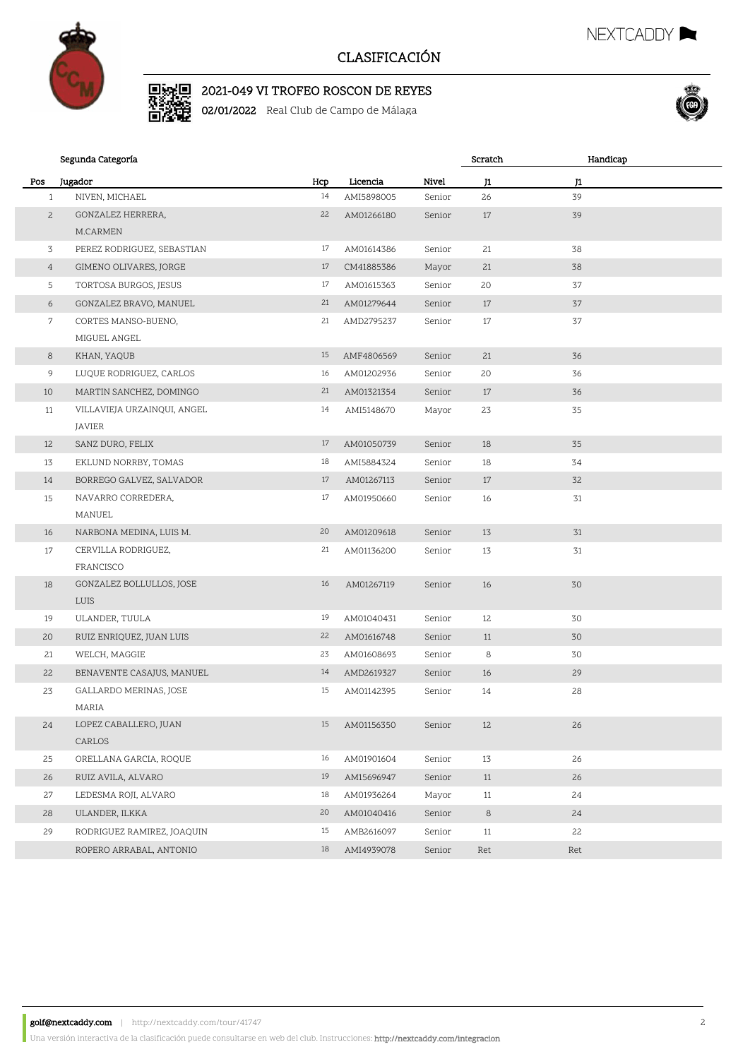# CLASIFICACIÓN

## 2021-049 VI TROFEO ROSCON DE REYES

**02/01/2022** Real Club de Campo de Málaga

### Segunda Categoría

| Pos | Jugador | Hcp | Licencia | Nivel | Scratch J1 | Handicap J1 |
|---|---|---|---|---|---|---|
| 1 | NIVEN, MICHAEL | 14 | AMI5898005 | Senior | 26 | 39 |
| 2 | GONZALEZ HERRERA, M.CARMEN | 22 | AM01266180 | Senior | 17 | 39 |
| 3 | PEREZ RODRIGUEZ, SEBASTIAN | 17 | AM01614386 | Senior | 21 | 38 |
| 4 | GIMENO OLIVARES, JORGE | 17 | CM41885386 | Mayor | 21 | 38 |
| 5 | TORTOSA BURGOS, JESUS | 17 | AM01615363 | Senior | 20 | 37 |
| 6 | GONZALEZ BRAVO, MANUEL | 21 | AM01279644 | Senior | 17 | 37 |
| 7 | CORTES MANSO-BUENO, MIGUEL ANGEL | 21 | AMD2795237 | Senior | 17 | 37 |
| 8 | KHAN, YAQUB | 15 | AMF4806569 | Senior | 21 | 36 |
| 9 | LUQUE RODRIGUEZ, CARLOS | 16 | AM01202936 | Senior | 20 | 36 |
| 10 | MARTIN SANCHEZ, DOMINGO | 21 | AM01321354 | Senior | 17 | 36 |
| 11 | VILLAVIEJA URZAINQUI, ANGEL JAVIER | 14 | AMI5148670 | Mayor | 23 | 35 |
| 12 | SANZ DURO, FELIX | 17 | AM01050739 | Senior | 18 | 35 |
| 13 | EKLUND NORRBY, TOMAS | 18 | AMI5884324 | Senior | 18 | 34 |
| 14 | BORREGO GALVEZ, SALVADOR | 17 | AM01267113 | Senior | 17 | 32 |
| 15 | NAVARRO CORREDERA, MANUEL | 17 | AM01950660 | Senior | 16 | 31 |
| 16 | NARBONA MEDINA, LUIS M. | 20 | AM01209618 | Senior | 13 | 31 |
| 17 | CERVILLA RODRIGUEZ, FRANCISCO | 21 | AM01136200 | Senior | 13 | 31 |
| 18 | GONZALEZ BOLLULLOS, JOSE LUIS | 16 | AM01267119 | Senior | 16 | 30 |
| 19 | ULANDER, TUULA | 19 | AM01040431 | Senior | 12 | 30 |
| 20 | RUIZ ENRIQUEZ, JUAN LUIS | 22 | AM01616748 | Senior | 11 | 30 |
| 21 | WELCH, MAGGIE | 23 | AM01608693 | Senior | 8 | 30 |
| 22 | BENAVENTE CASAJUS, MANUEL | 14 | AMD2619327 | Senior | 16 | 29 |
| 23 | GALLARDO MERINAS, JOSE MARIA | 15 | AM01142395 | Senior | 14 | 28 |
| 24 | LOPEZ CABALLERO, JUAN CARLOS | 15 | AM01156350 | Senior | 12 | 26 |
| 25 | ORELLANA GARCIA, ROQUE | 16 | AM01901604 | Senior | 13 | 26 |
| 26 | RUIZ AVILA, ALVARO | 19 | AM15696947 | Senior | 11 | 26 |
| 27 | LEDESMA ROJI, ALVARO | 18 | AM01936264 | Mayor | 11 | 24 |
| 28 | ULANDER, ILKKA | 20 | AM01040416 | Senior | 8 | 24 |
| 29 | RODRIGUEZ RAMIREZ, JOAQUIN | 15 | AMB2616097 | Senior | 11 | 22 |
| | ROPERO ARRABAL, ANTONIO | 18 | AMI4939078 | Senior | Ret | Ret |

golf@nextcaddy.com | http://nextcaddy.com/tour/41747

Una versión interactiva de la clasificación puede consultarse en web del club. Instrucciones: http://nextcaddy.com/integracion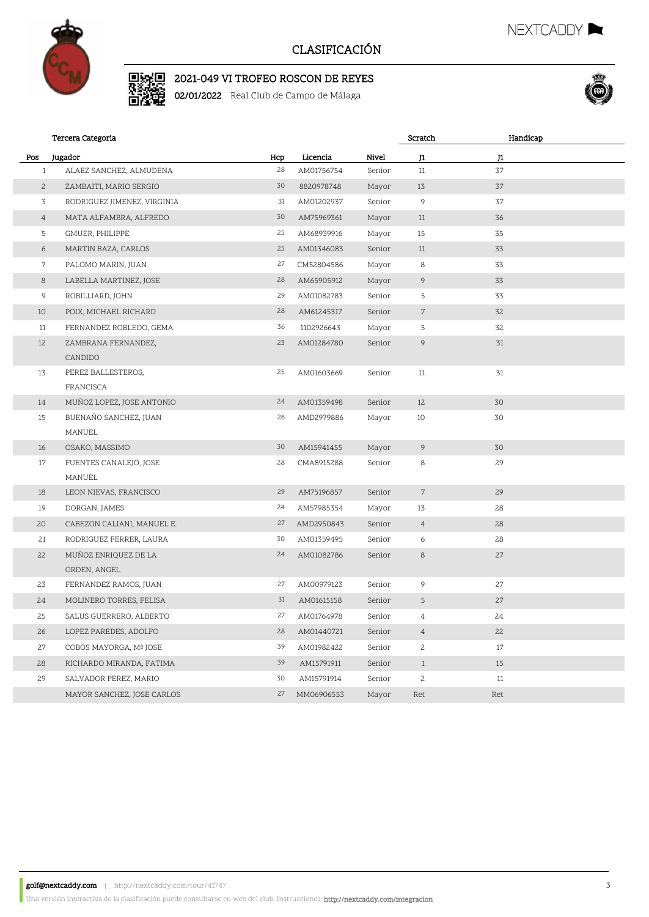# CLASIFICACIÓN

## 2021-049 VI TROFEO ROSCON DE REYES

**02/01/2022** Real Club de Campo de Málaga

| Pos | Jugador | Hcp | Licencia | Nivel | Scratch J1 | Handicap J1 |
|---|---|---|---|---|---|---|
| | **Tercera Categoria** | | | | | |
| 1 | ALAEZ SANCHEZ, ALMUDENA | 28 | AM01756754 | Senior | 11 | 37 |
| 2 | ZAMBAITI, MARIO SERGIO | 30 | 8820978748 | Mayor | 13 | 37 |
| 3 | RODRIGUEZ JIMENEZ, VIRGINIA | 31 | AM01202937 | Senior | 9 | 37 |
| 4 | MATA ALFAMBRA, ALFREDO | 30 | AM75969361 | Mayor | 11 | 36 |
| 5 | GMUER, PHILIPPE | 25 | AM68939916 | Mayor | 15 | 35 |
| 6 | MARTIN BAZA, CARLOS | 25 | AM01346083 | Senior | 11 | 33 |
| 7 | PALOMO MARIN, JUAN | 27 | CM52804586 | Mayor | 8 | 33 |
| 8 | LABELLA MARTINEZ, JOSE | 28 | AM65905912 | Mayor | 9 | 33 |
| 9 | ROBILLIARD, JOHN | 29 | AM01082783 | Senior | 5 | 33 |
| 10 | POIX, MICHAEL RICHARD | 28 | AM61245317 | Senior | 7 | 32 |
| 11 | FERNANDEZ ROBLEDO, GEMA | 36 | 1102926643 | Mayor | 5 | 32 |
| 12 | ZAMBRANA FERNANDEZ, CANDIDO | 23 | AM01284780 | Senior | 9 | 31 |
| 13 | PEREZ BALLESTEROS, FRANCISCA | 25 | AM01603669 | Senior | 11 | 31 |
| 14 | MUÑOZ LOPEZ, JOSE ANTONIO | 24 | AM01359498 | Senior | 12 | 30 |
| 15 | BUENAÑO SANCHEZ, JUAN MANUEL | 26 | AMD2979886 | Mayor | 10 | 30 |
| 16 | OSAKO, MASSIMO | 30 | AM15941455 | Mayor | 9 | 30 |
| 17 | FUENTES CANALEJO, JOSE MANUEL | 28 | CMA8915288 | Senior | 8 | 29 |
| 18 | LEON NIEVAS, FRANCISCO | 29 | AM75196857 | Senior | 7 | 29 |
| 19 | DORGAN, JAMES | 24 | AM57985354 | Mayor | 13 | 28 |
| 20 | CABEZON CALIANI, MANUEL E. | 27 | AMD2950843 | Senior | 4 | 28 |
| 21 | RODRIGUEZ FERRER, LAURA | 30 | AM01359495 | Senior | 6 | 28 |
| 22 | MUÑOZ ENRIQUEZ DE LA ORDEN, ANGEL | 24 | AM01082786 | Senior | 8 | 27 |
| 23 | FERNANDEZ RAMOS, JUAN | 27 | AM00979123 | Senior | 9 | 27 |
| 24 | MOLINERO TORRES, FELISA | 31 | AM01615158 | Senior | 5 | 27 |
| 25 | SALUS GUERRERO, ALBERTO | 27 | AM01764978 | Senior | 4 | 24 |
| 26 | LOPEZ PAREDES, ADOLFO | 28 | AM01440721 | Senior | 4 | 22 |
| 27 | COBOS MAYORGA, Mª JOSE | 39 | AM01982422 | Senior | 2 | 17 |
| 28 | RICHARDO MIRANDA, FATIMA | 39 | AM15791911 | Senior | 1 | 15 |
| 29 | SALVADOR PEREZ, MARIO | 30 | AM15791914 | Senior | 2 | 11 |
| | MAYOR SANCHEZ, JOSE CARLOS | 27 | MM06906553 | Mayor | Ret | Ret |

**golf@nextcaddy.com** | http://nextcaddy.com/tour/41747

Una versión interactiva de la clasificación puede consultarse en web del club. Instrucciones: http://nextcaddy.com/integracion